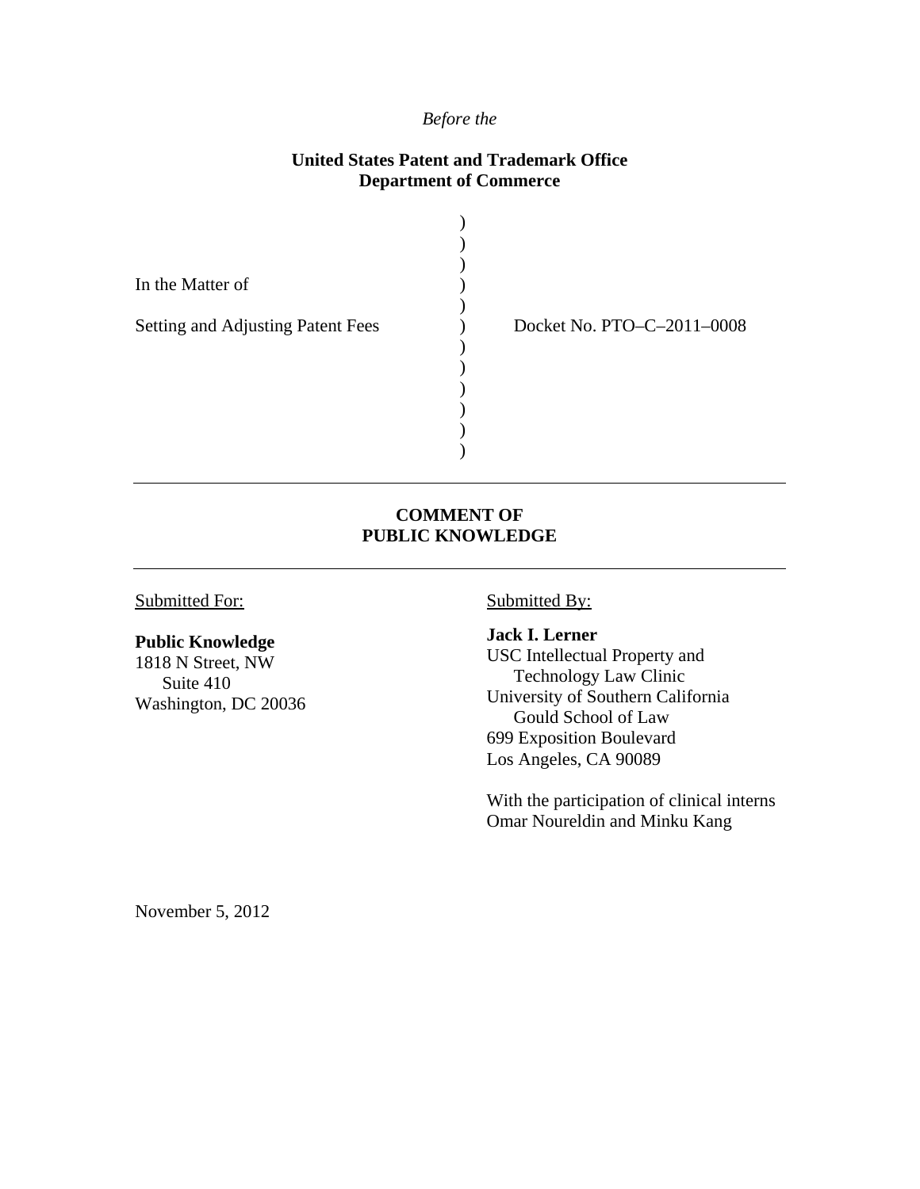*Before the*

**United States Patent and Trademark Office**
**Department of Commerce**

In the Matter of

Setting and Adjusting Patent Fees

Docket No. PTO–C–2011–0008

---

**COMMENT OF**
**PUBLIC KNOWLEDGE**

---

Submitted For:

**Public Knowledge**
1818 N Street, NW
Suite 410
Washington, DC 20036

Submitted By:

**Jack I. Lerner**
USC Intellectual Property and
Technology Law Clinic
University of Southern California
Gould School of Law
699 Exposition Boulevard
Los Angeles, CA 90089

With the participation of clinical interns
Omar Noureldin and Minku Kang

November 5, 2012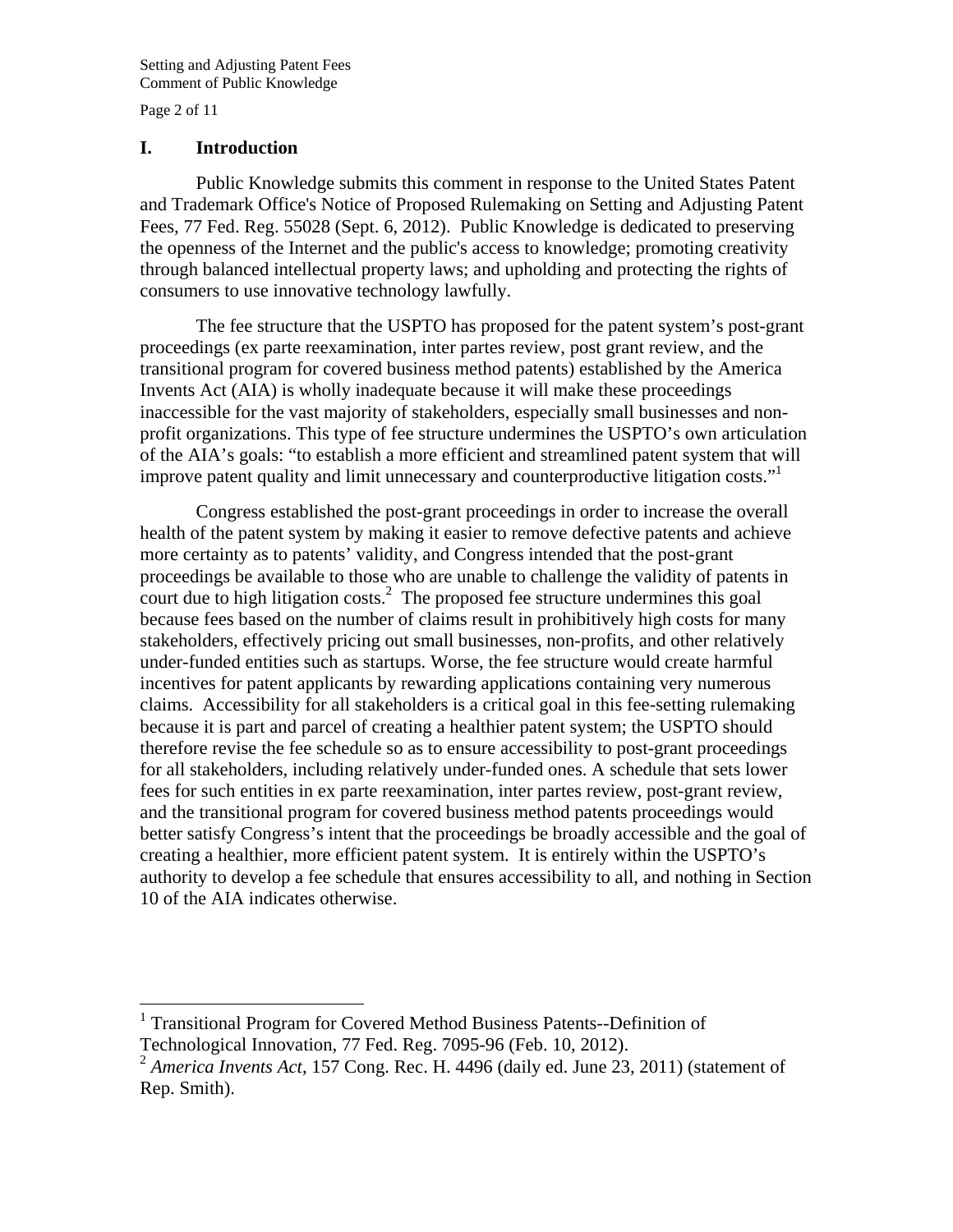## I. Introduction

Public Knowledge submits this comment in response to the United States Patent and Trademark Office's Notice of Proposed Rulemaking on Setting and Adjusting Patent Fees, 77 Fed. Reg. 55028 (Sept. 6, 2012). Public Knowledge is dedicated to preserving the openness of the Internet and the public's access to knowledge; promoting creativity through balanced intellectual property laws; and upholding and protecting the rights of consumers to use innovative technology lawfully.

The fee structure that the USPTO has proposed for the patent system's post-grant proceedings (ex parte reexamination, inter partes review, post grant review, and the transitional program for covered business method patents) established by the America Invents Act (AIA) is wholly inadequate because it will make these proceedings inaccessible for the vast majority of stakeholders, especially small businesses and non-profit organizations. This type of fee structure undermines the USPTO's own articulation of the AIA's goals: "to establish a more efficient and streamlined patent system that will improve patent quality and limit unnecessary and counterproductive litigation costs."[1]

Congress established the post-grant proceedings in order to increase the overall health of the patent system by making it easier to remove defective patents and achieve more certainty as to patents' validity, and Congress intended that the post-grant proceedings be available to those who are unable to challenge the validity of patents in court due to high litigation costs.[2] The proposed fee structure undermines this goal because fees based on the number of claims result in prohibitively high costs for many stakeholders, effectively pricing out small businesses, non-profits, and other relatively under-funded entities such as startups. Worse, the fee structure would create harmful incentives for patent applicants by rewarding applications containing very numerous claims. Accessibility for all stakeholders is a critical goal in this fee-setting rulemaking because it is part and parcel of creating a healthier patent system; the USPTO should therefore revise the fee schedule so as to ensure accessibility to post-grant proceedings for all stakeholders, including relatively under-funded ones. A schedule that sets lower fees for such entities in ex parte reexamination, inter partes review, post-grant review, and the transitional program for covered business method patents proceedings would better satisfy Congress's intent that the proceedings be broadly accessible and the goal of creating a healthier, more efficient patent system. It is entirely within the USPTO's authority to develop a fee schedule that ensures accessibility to all, and nothing in Section 10 of the AIA indicates otherwise.

---

[1] Transitional Program for Covered Method Business Patents--Definition of Technological Innovation, 77 Fed. Reg. 7095-96 (Feb. 10, 2012).

[2] *America Invents Act*, 157 Cong. Rec. H. 4496 (daily ed. June 23, 2011) (statement of Rep. Smith).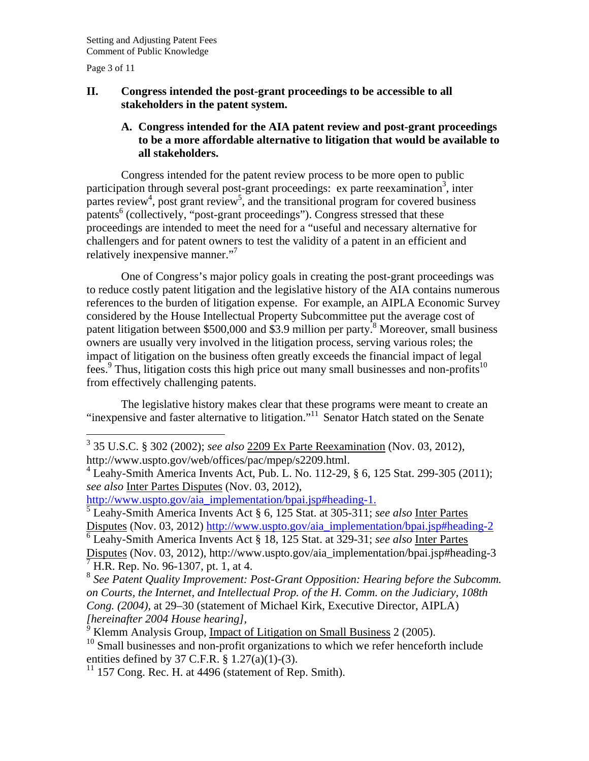## II. Congress intended the post-grant proceedings to be accessible to all stakeholders in the patent system.

### A. Congress intended for the AIA patent review and post-grant proceedings to be a more affordable alternative to litigation that would be available to all stakeholders.

Congress intended for the patent review process to be more open to public participation through several post-grant proceedings: ex parte reexamination[3], inter partes review[4], post grant review[5], and the transitional program for covered business patents[6] (collectively, "post-grant proceedings"). Congress stressed that these proceedings are intended to meet the need for a "useful and necessary alternative for challengers and for patent owners to test the validity of a patent in an efficient and relatively inexpensive manner."[7]

One of Congress's major policy goals in creating the post-grant proceedings was to reduce costly patent litigation and the legislative history of the AIA contains numerous references to the burden of litigation expense. For example, an AIPLA Economic Survey considered by the House Intellectual Property Subcommittee put the average cost of patent litigation between $500,000 and $3.9 million per party.[8] Moreover, small business owners are usually very involved in the litigation process, serving various roles; the impact of litigation on the business often greatly exceeds the financial impact of legal fees.[9] Thus, litigation costs this high price out many small businesses and non-profits[10] from effectively challenging patents.

The legislative history makes clear that these programs were meant to create an "inexpensive and faster alternative to litigation."[11] Senator Hatch stated on the Senate

---

[3] 35 U.S.C. § 302 (2002); *see also* 2209 Ex Parte Reexamination (Nov. 03, 2012), http://www.uspto.gov/web/offices/pac/mpep/s2209.html.

[4] Leahy-Smith America Invents Act, Pub. L. No. 112-29, § 6, 125 Stat. 299-305 (2011); *see also* Inter Partes Disputes (Nov. 03, 2012), http://www.uspto.gov/aia_implementation/bpai.jsp#heading-1.

[5] Leahy-Smith America Invents Act § 6, 125 Stat. at 305-311; *see also* Inter Partes Disputes (Nov. 03, 2012) http://www.uspto.gov/aia_implementation/bpai.jsp#heading-2

[6] Leahy-Smith America Invents Act § 18, 125 Stat. at 329-31; *see also* Inter Partes Disputes (Nov. 03, 2012), http://www.uspto.gov/aia_implementation/bpai.jsp#heading-3

[7] H.R. Rep. No. 96-1307, pt. 1, at 4.

[8] *See Patent Quality Improvement: Post-Grant Opposition: Hearing before the Subcomm. on Courts, the Internet, and Intellectual Prop. of the H. Comm. on the Judiciary, 108th Cong. (2004),* at 29–30 (statement of Michael Kirk, Executive Director, AIPLA) *[hereinafter 2004 House hearing],*

[9] Klemm Analysis Group, Impact of Litigation on Small Business 2 (2005).

[10] Small businesses and non-profit organizations to which we refer henceforth include entities defined by 37 C.F.R. § 1.27(a)(1)-(3).

[11] 157 Cong. Rec. H. at 4496 (statement of Rep. Smith).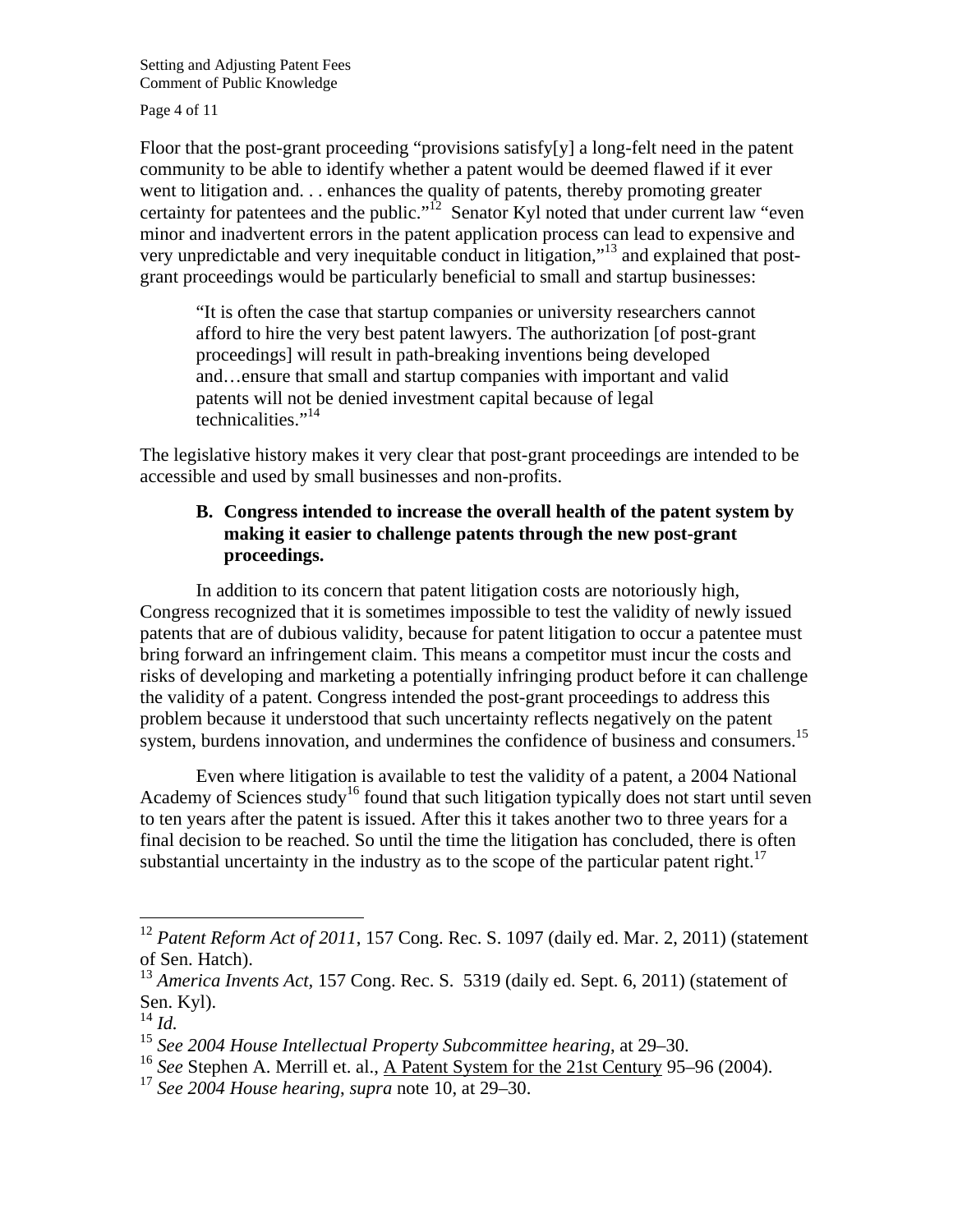Floor that the post-grant proceeding "provisions satisfy[y] a long-felt need in the patent community to be able to identify whether a patent would be deemed flawed if it ever went to litigation and. . . enhances the quality of patents, thereby promoting greater certainty for patentees and the public."[12] Senator Kyl noted that under current law "even minor and inadvertent errors in the patent application process can lead to expensive and very unpredictable and very inequitable conduct in litigation,"[13] and explained that post-grant proceedings would be particularly beneficial to small and startup businesses:

> "It is often the case that startup companies or university researchers cannot afford to hire the very best patent lawyers. The authorization [of post-grant proceedings] will result in path-breaking inventions being developed and…ensure that small and startup companies with important and valid patents will not be denied investment capital because of legal technicalities."[14]

The legislative history makes it very clear that post-grant proceedings are intended to be accessible and used by small businesses and non-profits.

### B. Congress intended to increase the overall health of the patent system by making it easier to challenge patents through the new post-grant proceedings.

In addition to its concern that patent litigation costs are notoriously high, Congress recognized that it is sometimes impossible to test the validity of newly issued patents that are of dubious validity, because for patent litigation to occur a patentee must bring forward an infringement claim. This means a competitor must incur the costs and risks of developing and marketing a potentially infringing product before it can challenge the validity of a patent. Congress intended the post-grant proceedings to address this problem because it understood that such uncertainty reflects negatively on the patent system, burdens innovation, and undermines the confidence of business and consumers.[15]

Even where litigation is available to test the validity of a patent, a 2004 National Academy of Sciences study[16] found that such litigation typically does not start until seven to ten years after the patent is issued. After this it takes another two to three years for a final decision to be reached. So until the time the litigation has concluded, there is often substantial uncertainty in the industry as to the scope of the particular patent right.[17]

---

[12] *Patent Reform Act of 2011*, 157 Cong. Rec. S. 1097 (daily ed. Mar. 2, 2011) (statement of Sen. Hatch).

[13] *America Invents Act*, 157 Cong. Rec. S. 5319 (daily ed. Sept. 6, 2011) (statement of Sen. Kyl).

[14] *Id.*

[15] *See 2004 House Intellectual Property Subcommittee hearing*, at 29–30.

[16] *See* Stephen A. Merrill et. al., A Patent System for the 21st Century 95–96 (2004).

[17] *See 2004 House hearing*, *supra* note 10, at 29–30.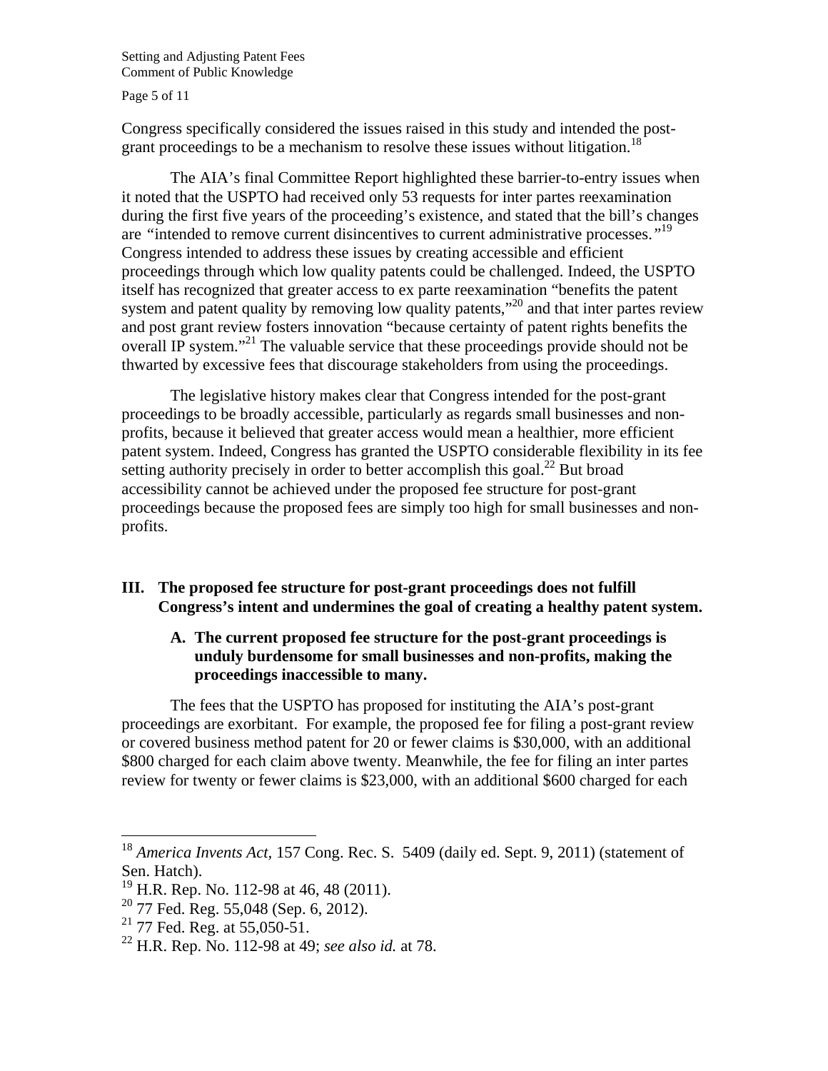Congress specifically considered the issues raised in this study and intended the post-grant proceedings to be a mechanism to resolve these issues without litigation.[18]

The AIA's final Committee Report highlighted these barrier-to-entry issues when it noted that the USPTO had received only 53 requests for inter partes reexamination during the first five years of the proceeding's existence, and stated that the bill's changes are *"*intended to remove current disincentives to current administrative processes.*"*[19] Congress intended to address these issues by creating accessible and efficient proceedings through which low quality patents could be challenged. Indeed, the USPTO itself has recognized that greater access to ex parte reexamination "benefits the patent system and patent quality by removing low quality patents,"[20] and that inter partes review and post grant review fosters innovation "because certainty of patent rights benefits the overall IP system."[21] The valuable service that these proceedings provide should not be thwarted by excessive fees that discourage stakeholders from using the proceedings.

The legislative history makes clear that Congress intended for the post-grant proceedings to be broadly accessible, particularly as regards small businesses and non-profits, because it believed that greater access would mean a healthier, more efficient patent system. Indeed, Congress has granted the USPTO considerable flexibility in its fee setting authority precisely in order to better accomplish this goal.[22] But broad accessibility cannot be achieved under the proposed fee structure for post-grant proceedings because the proposed fees are simply too high for small businesses and non-profits.

## III. The proposed fee structure for post-grant proceedings does not fulfill Congress's intent and undermines the goal of creating a healthy patent system.

### A. The current proposed fee structure for the post-grant proceedings is unduly burdensome for small businesses and non-profits, making the proceedings inaccessible to many.

The fees that the USPTO has proposed for instituting the AIA's post-grant proceedings are exorbitant. For example, the proposed fee for filing a post-grant review or covered business method patent for 20 or fewer claims is $30,000, with an additional $800 charged for each claim above twenty. Meanwhile, the fee for filing an inter partes review for twenty or fewer claims is $23,000, with an additional $600 charged for each

---

[18] *America Invents Act*, 157 Cong. Rec. S. 5409 (daily ed. Sept. 9, 2011) (statement of Sen. Hatch).

[19] H.R. Rep. No. 112-98 at 46, 48 (2011).

[20] 77 Fed. Reg. 55,048 (Sep. 6, 2012).

[21] 77 Fed. Reg. at 55,050-51.

[22] H.R. Rep. No. 112-98 at 49; *see also id.* at 78.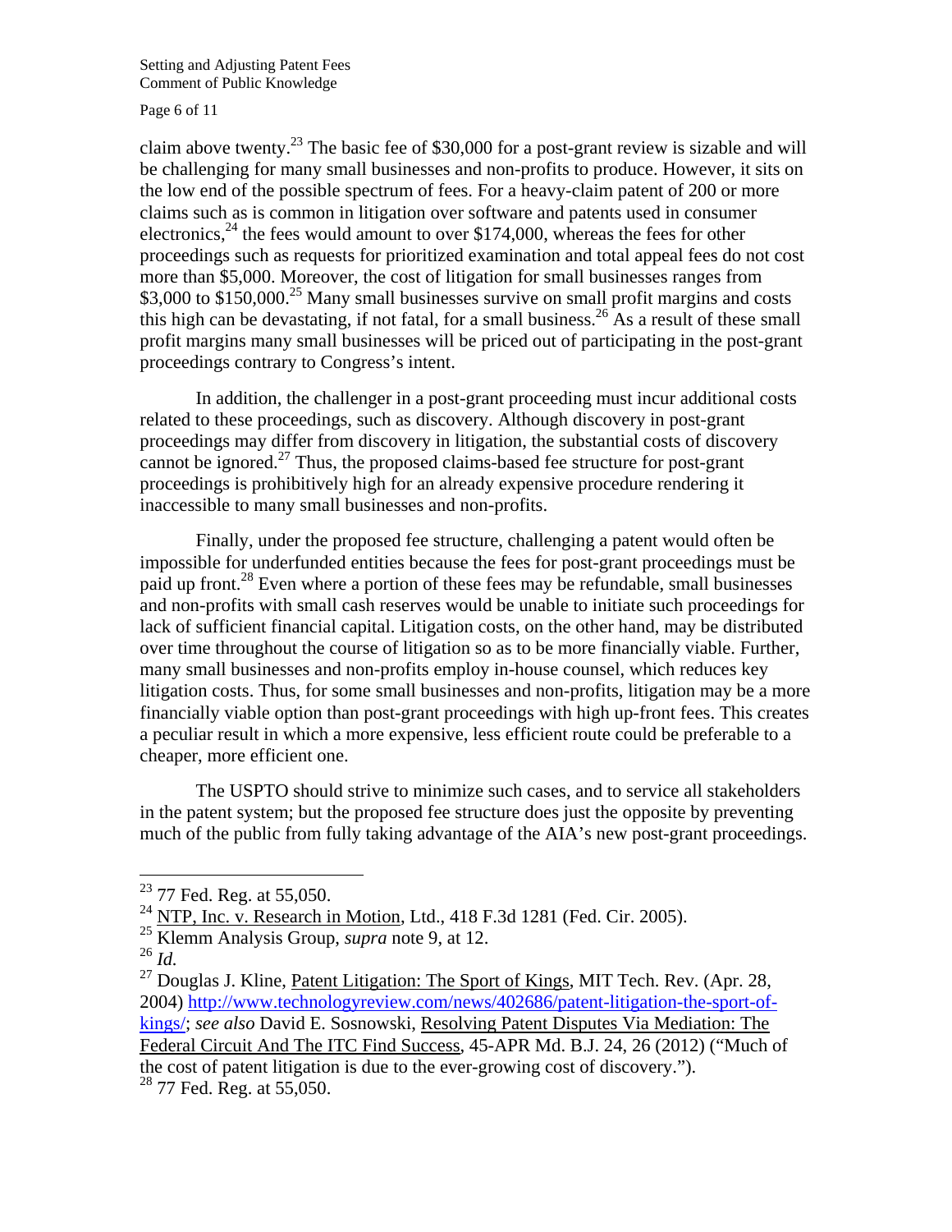claim above twenty.[23] The basic fee of $30,000 for a post-grant review is sizable and will be challenging for many small businesses and non-profits to produce. However, it sits on the low end of the possible spectrum of fees. For a heavy-claim patent of 200 or more claims such as is common in litigation over software and patents used in consumer electronics,[24] the fees would amount to over $174,000, whereas the fees for other proceedings such as requests for prioritized examination and total appeal fees do not cost more than $5,000. Moreover, the cost of litigation for small businesses ranges from $3,000 to $150,000.[25] Many small businesses survive on small profit margins and costs this high can be devastating, if not fatal, for a small business.[26] As a result of these small profit margins many small businesses will be priced out of participating in the post-grant proceedings contrary to Congress's intent.

In addition, the challenger in a post-grant proceeding must incur additional costs related to these proceedings, such as discovery. Although discovery in post-grant proceedings may differ from discovery in litigation, the substantial costs of discovery cannot be ignored.[27] Thus, the proposed claims-based fee structure for post-grant proceedings is prohibitively high for an already expensive procedure rendering it inaccessible to many small businesses and non-profits.

Finally, under the proposed fee structure, challenging a patent would often be impossible for underfunded entities because the fees for post-grant proceedings must be paid up front.[28] Even where a portion of these fees may be refundable, small businesses and non-profits with small cash reserves would be unable to initiate such proceedings for lack of sufficient financial capital. Litigation costs, on the other hand, may be distributed over time throughout the course of litigation so as to be more financially viable. Further, many small businesses and non-profits employ in-house counsel, which reduces key litigation costs. Thus, for some small businesses and non-profits, litigation may be a more financially viable option than post-grant proceedings with high up-front fees. This creates a peculiar result in which a more expensive, less efficient route could be preferable to a cheaper, more efficient one.

The USPTO should strive to minimize such cases, and to service all stakeholders in the patent system; but the proposed fee structure does just the opposite by preventing much of the public from fully taking advantage of the AIA's new post-grant proceedings.

---

[23] 77 Fed. Reg. at 55,050.

[24] NTP, Inc. v. Research in Motion, Ltd., 418 F.3d 1281 (Fed. Cir. 2005).

[25] Klemm Analysis Group, *supra* note 9, at 12.

[26] *Id.*

[27] Douglas J. Kline, Patent Litigation: The Sport of Kings, MIT Tech. Rev. (Apr. 28, 2004) http://www.technologyreview.com/news/402686/patent-litigation-the-sport-of-kings/; *see also* David E. Sosnowski, Resolving Patent Disputes Via Mediation: The Federal Circuit And The ITC Find Success, 45-APR Md. B.J. 24, 26 (2012) ("Much of the cost of patent litigation is due to the ever-growing cost of discovery.").

[28] 77 Fed. Reg. at 55,050.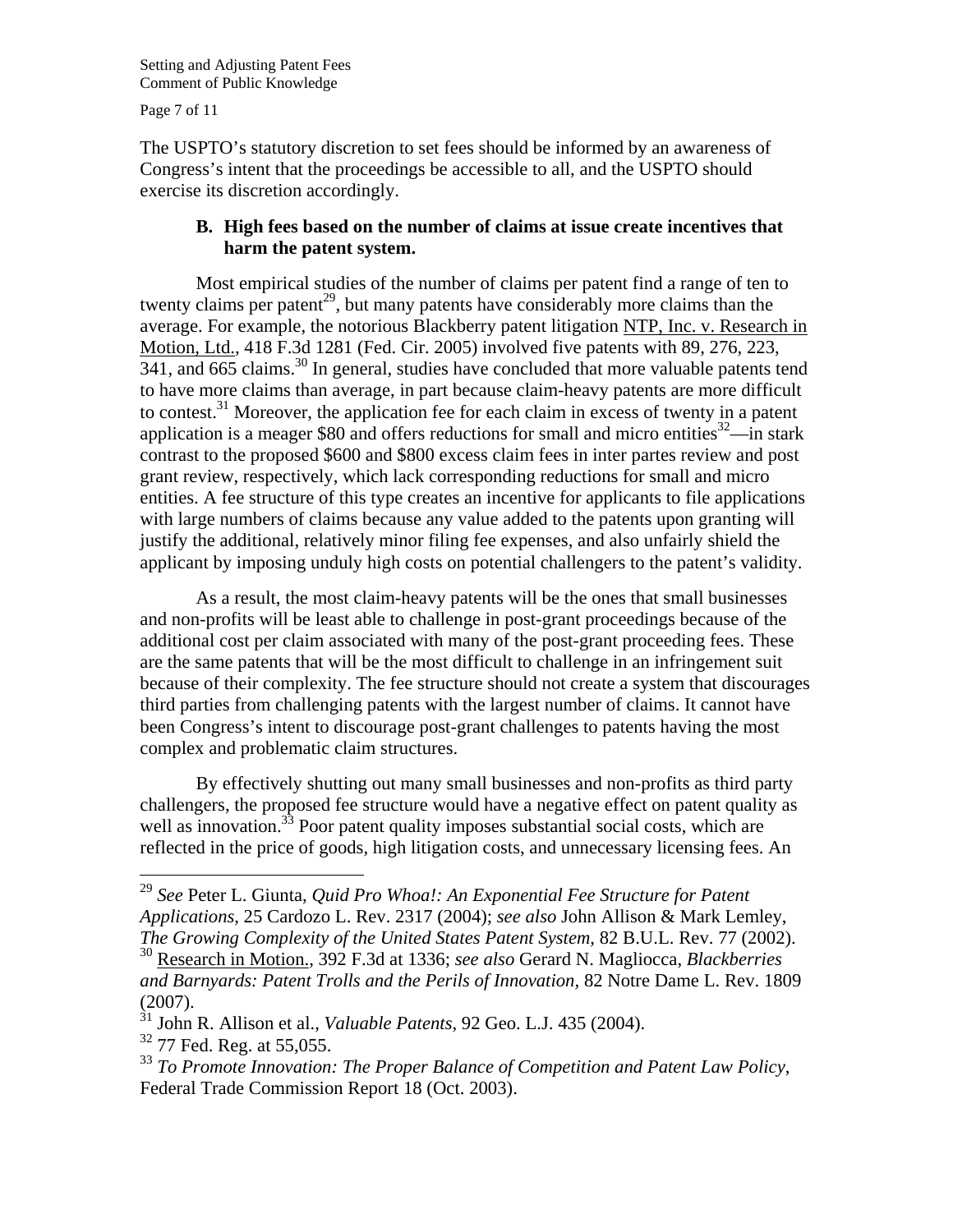The USPTO's statutory discretion to set fees should be informed by an awareness of Congress's intent that the proceedings be accessible to all, and the USPTO should exercise its discretion accordingly.

### B. High fees based on the number of claims at issue create incentives that harm the patent system.

Most empirical studies of the number of claims per patent find a range of ten to twenty claims per patent[29], but many patents have considerably more claims than the average. For example, the notorious Blackberry patent litigation NTP, Inc. v. Research in Motion, Ltd., 418 F.3d 1281 (Fed. Cir. 2005) involved five patents with 89, 276, 223, 341, and 665 claims.[30] In general, studies have concluded that more valuable patents tend to have more claims than average, in part because claim-heavy patents are more difficult to contest.[31] Moreover, the application fee for each claim in excess of twenty in a patent application is a meager $80 and offers reductions for small and micro entities[32]—in stark contrast to the proposed $600 and $800 excess claim fees in inter partes review and post grant review, respectively, which lack corresponding reductions for small and micro entities. A fee structure of this type creates an incentive for applicants to file applications with large numbers of claims because any value added to the patents upon granting will justify the additional, relatively minor filing fee expenses, and also unfairly shield the applicant by imposing unduly high costs on potential challengers to the patent's validity.

As a result, the most claim-heavy patents will be the ones that small businesses and non-profits will be least able to challenge in post-grant proceedings because of the additional cost per claim associated with many of the post-grant proceeding fees. These are the same patents that will be the most difficult to challenge in an infringement suit because of their complexity. The fee structure should not create a system that discourages third parties from challenging patents with the largest number of claims. It cannot have been Congress's intent to discourage post-grant challenges to patents having the most complex and problematic claim structures.

By effectively shutting out many small businesses and non-profits as third party challengers, the proposed fee structure would have a negative effect on patent quality as well as innovation.[33] Poor patent quality imposes substantial social costs, which are reflected in the price of goods, high litigation costs, and unnecessary licensing fees. An

---

[29] *See* Peter L. Giunta, *Quid Pro Whoa!: An Exponential Fee Structure for Patent Applications*, 25 Cardozo L. Rev. 2317 (2004); *see also* John Allison & Mark Lemley, *The Growing Complexity of the United States Patent System*, 82 B.U.L. Rev. 77 (2002).

[30] Research in Motion., 392 F.3d at 1336; *see also* Gerard N. Magliocca, *Blackberries and Barnyards: Patent Trolls and the Perils of Innovation*, 82 Notre Dame L. Rev. 1809 (2007).

[31] John R. Allison et al., *Valuable Patents*, 92 Geo. L.J. 435 (2004).

[32] 77 Fed. Reg. at 55,055.

[33] *To Promote Innovation: The Proper Balance of Competition and Patent Law Policy*, Federal Trade Commission Report 18 (Oct. 2003).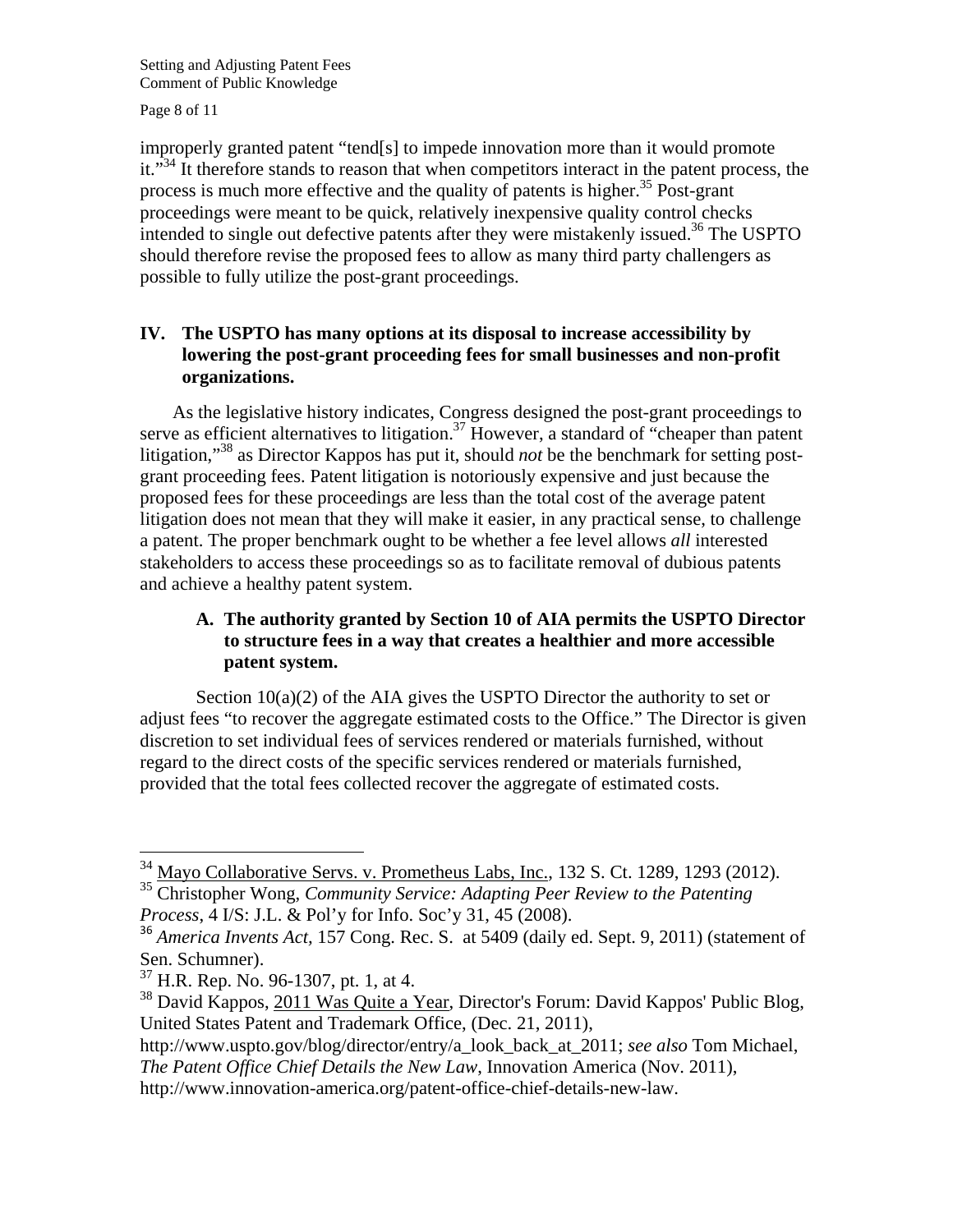improperly granted patent "tend[s] to impede innovation more than it would promote it."[34] It therefore stands to reason that when competitors interact in the patent process, the process is much more effective and the quality of patents is higher.[35] Post-grant proceedings were meant to be quick, relatively inexpensive quality control checks intended to single out defective patents after they were mistakenly issued.[36] The USPTO should therefore revise the proposed fees to allow as many third party challengers as possible to fully utilize the post-grant proceedings.

## IV. The USPTO has many options at its disposal to increase accessibility by lowering the post-grant proceeding fees for small businesses and non-profit organizations.

As the legislative history indicates, Congress designed the post-grant proceedings to serve as efficient alternatives to litigation.[37] However, a standard of "cheaper than patent litigation,"[38] as Director Kappos has put it, should *not* be the benchmark for setting post-grant proceeding fees. Patent litigation is notoriously expensive and just because the proposed fees for these proceedings are less than the total cost of the average patent litigation does not mean that they will make it easier, in any practical sense, to challenge a patent. The proper benchmark ought to be whether a fee level allows *all* interested stakeholders to access these proceedings so as to facilitate removal of dubious patents and achieve a healthy patent system.

### A. The authority granted by Section 10 of AIA permits the USPTO Director to structure fees in a way that creates a healthier and more accessible patent system.

Section 10(a)(2) of the AIA gives the USPTO Director the authority to set or adjust fees "to recover the aggregate estimated costs to the Office." The Director is given discretion to set individual fees of services rendered or materials furnished, without regard to the direct costs of the specific services rendered or materials furnished, provided that the total fees collected recover the aggregate of estimated costs.

---

[34] Mayo Collaborative Servs. v. Prometheus Labs, Inc., 132 S. Ct. 1289, 1293 (2012).

[35] Christopher Wong, *Community Service: Adapting Peer Review to the Patenting Process*, 4 I/S: J.L. & Pol'y for Info. Soc'y 31, 45 (2008).

[36] *America Invents Act*, 157 Cong. Rec. S. at 5409 (daily ed. Sept. 9, 2011) (statement of Sen. Schumner).

[37] H.R. Rep. No. 96-1307, pt. 1, at 4.

[38] David Kappos, 2011 Was Quite a Year, Director's Forum: David Kappos' Public Blog, United States Patent and Trademark Office, (Dec. 21, 2011), http://www.uspto.gov/blog/director/entry/a_look_back_at_2011; *see also* Tom Michael, *The Patent Office Chief Details the New Law*, Innovation America (Nov. 2011), http://www.innovation-america.org/patent-office-chief-details-new-law.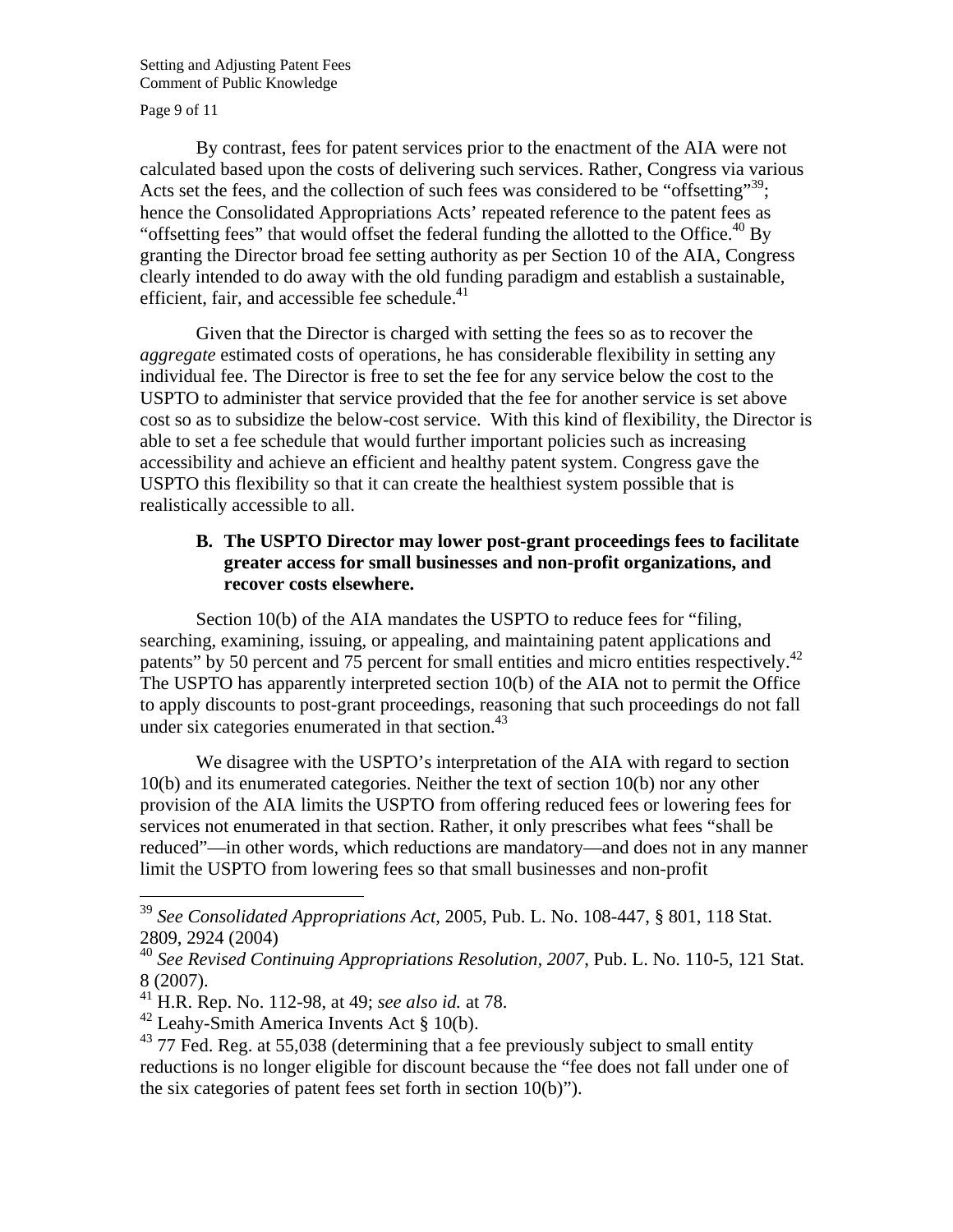By contrast, fees for patent services prior to the enactment of the AIA were not calculated based upon the costs of delivering such services. Rather, Congress via various Acts set the fees, and the collection of such fees was considered to be "offsetting"[39]; hence the Consolidated Appropriations Acts' repeated reference to the patent fees as "offsetting fees" that would offset the federal funding the allotted to the Office.[40] By granting the Director broad fee setting authority as per Section 10 of the AIA, Congress clearly intended to do away with the old funding paradigm and establish a sustainable, efficient, fair, and accessible fee schedule.[41]

Given that the Director is charged with setting the fees so as to recover the *aggregate* estimated costs of operations, he has considerable flexibility in setting any individual fee. The Director is free to set the fee for any service below the cost to the USPTO to administer that service provided that the fee for another service is set above cost so as to subsidize the below-cost service. With this kind of flexibility, the Director is able to set a fee schedule that would further important policies such as increasing accessibility and achieve an efficient and healthy patent system. Congress gave the USPTO this flexibility so that it can create the healthiest system possible that is realistically accessible to all.

### B. The USPTO Director may lower post-grant proceedings fees to facilitate greater access for small businesses and non-profit organizations, and recover costs elsewhere.

Section 10(b) of the AIA mandates the USPTO to reduce fees for "filing, searching, examining, issuing, or appealing, and maintaining patent applications and patents" by 50 percent and 75 percent for small entities and micro entities respectively.[42] The USPTO has apparently interpreted section 10(b) of the AIA not to permit the Office to apply discounts to post-grant proceedings, reasoning that such proceedings do not fall under six categories enumerated in that section.[43]

We disagree with the USPTO's interpretation of the AIA with regard to section 10(b) and its enumerated categories. Neither the text of section 10(b) nor any other provision of the AIA limits the USPTO from offering reduced fees or lowering fees for services not enumerated in that section. Rather, it only prescribes what fees "shall be reduced"—in other words, which reductions are mandatory—and does not in any manner limit the USPTO from lowering fees so that small businesses and non-profit

---

[39] *See Consolidated Appropriations Act*, 2005, Pub. L. No. 108-447, § 801, 118 Stat. 2809, 2924 (2004)

[40] *See Revised Continuing Appropriations Resolution, 2007*, Pub. L. No. 110-5, 121 Stat. 8 (2007).

[41] H.R. Rep. No. 112-98, at 49; *see also id.* at 78.

[42] Leahy-Smith America Invents Act § 10(b).

[43] 77 Fed. Reg. at 55,038 (determining that a fee previously subject to small entity reductions is no longer eligible for discount because the "fee does not fall under one of the six categories of patent fees set forth in section 10(b)").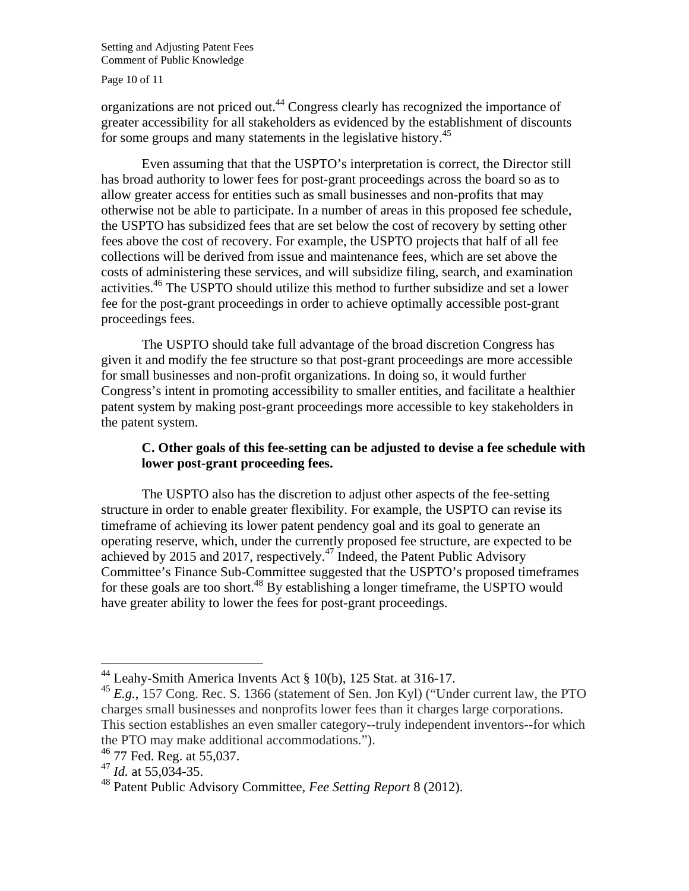organizations are not priced out.[44] Congress clearly has recognized the importance of greater accessibility for all stakeholders as evidenced by the establishment of discounts for some groups and many statements in the legislative history.[45]

Even assuming that that the USPTO's interpretation is correct, the Director still has broad authority to lower fees for post-grant proceedings across the board so as to allow greater access for entities such as small businesses and non-profits that may otherwise not be able to participate. In a number of areas in this proposed fee schedule, the USPTO has subsidized fees that are set below the cost of recovery by setting other fees above the cost of recovery. For example, the USPTO projects that half of all fee collections will be derived from issue and maintenance fees, which are set above the costs of administering these services, and will subsidize filing, search, and examination activities.[46] The USPTO should utilize this method to further subsidize and set a lower fee for the post-grant proceedings in order to achieve optimally accessible post-grant proceedings fees.

The USPTO should take full advantage of the broad discretion Congress has given it and modify the fee structure so that post-grant proceedings are more accessible for small businesses and non-profit organizations. In doing so, it would further Congress's intent in promoting accessibility to smaller entities, and facilitate a healthier patent system by making post-grant proceedings more accessible to key stakeholders in the patent system.

**C. Other goals of this fee-setting can be adjusted to devise a fee schedule with lower post-grant proceeding fees.**

The USPTO also has the discretion to adjust other aspects of the fee-setting structure in order to enable greater flexibility. For example, the USPTO can revise its timeframe of achieving its lower patent pendency goal and its goal to generate an operating reserve, which, under the currently proposed fee structure, are expected to be achieved by 2015 and 2017, respectively.[47] Indeed, the Patent Public Advisory Committee's Finance Sub-Committee suggested that the USPTO's proposed timeframes for these goals are too short.[48] By establishing a longer timeframe, the USPTO would have greater ability to lower the fees for post-grant proceedings.

---

[44] Leahy-Smith America Invents Act § 10(b), 125 Stat. at 316-17.

[45] *E.g.*, 157 Cong. Rec. S. 1366 (statement of Sen. Jon Kyl) ("Under current law, the PTO charges small businesses and nonprofits lower fees than it charges large corporations. This section establishes an even smaller category--truly independent inventors--for which the PTO may make additional accommodations.").

[46] 77 Fed. Reg. at 55,037.

[47] *Id.* at 55,034-35.

[48] Patent Public Advisory Committee, *Fee Setting Report* 8 (2012).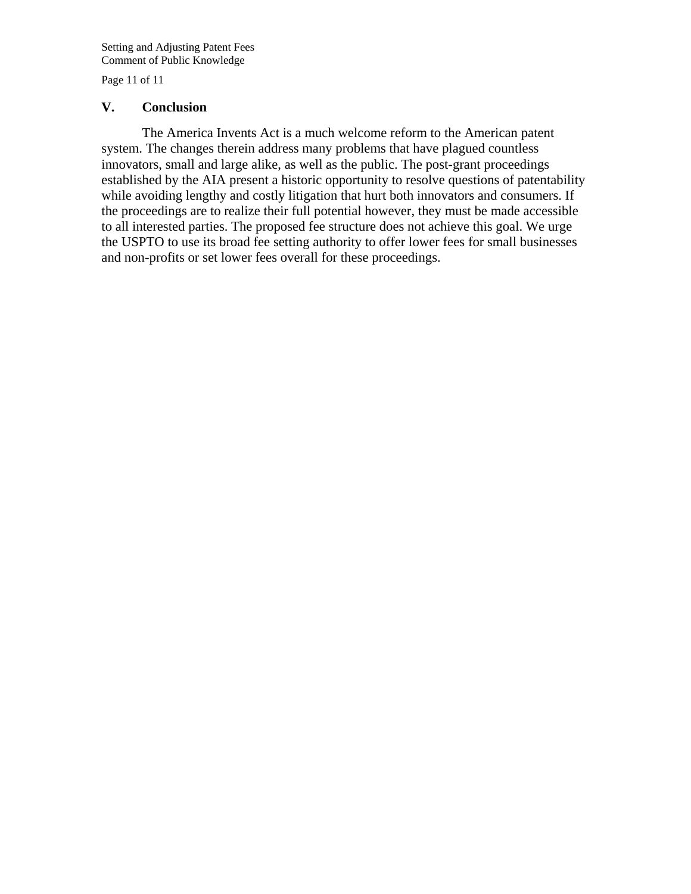## V. Conclusion

The America Invents Act is a much welcome reform to the American patent system. The changes therein address many problems that have plagued countless innovators, small and large alike, as well as the public. The post-grant proceedings established by the AIA present a historic opportunity to resolve questions of patentability while avoiding lengthy and costly litigation that hurt both innovators and consumers. If the proceedings are to realize their full potential however, they must be made accessible to all interested parties. The proposed fee structure does not achieve this goal. We urge the USPTO to use its broad fee setting authority to offer lower fees for small businesses and non-profits or set lower fees overall for these proceedings.